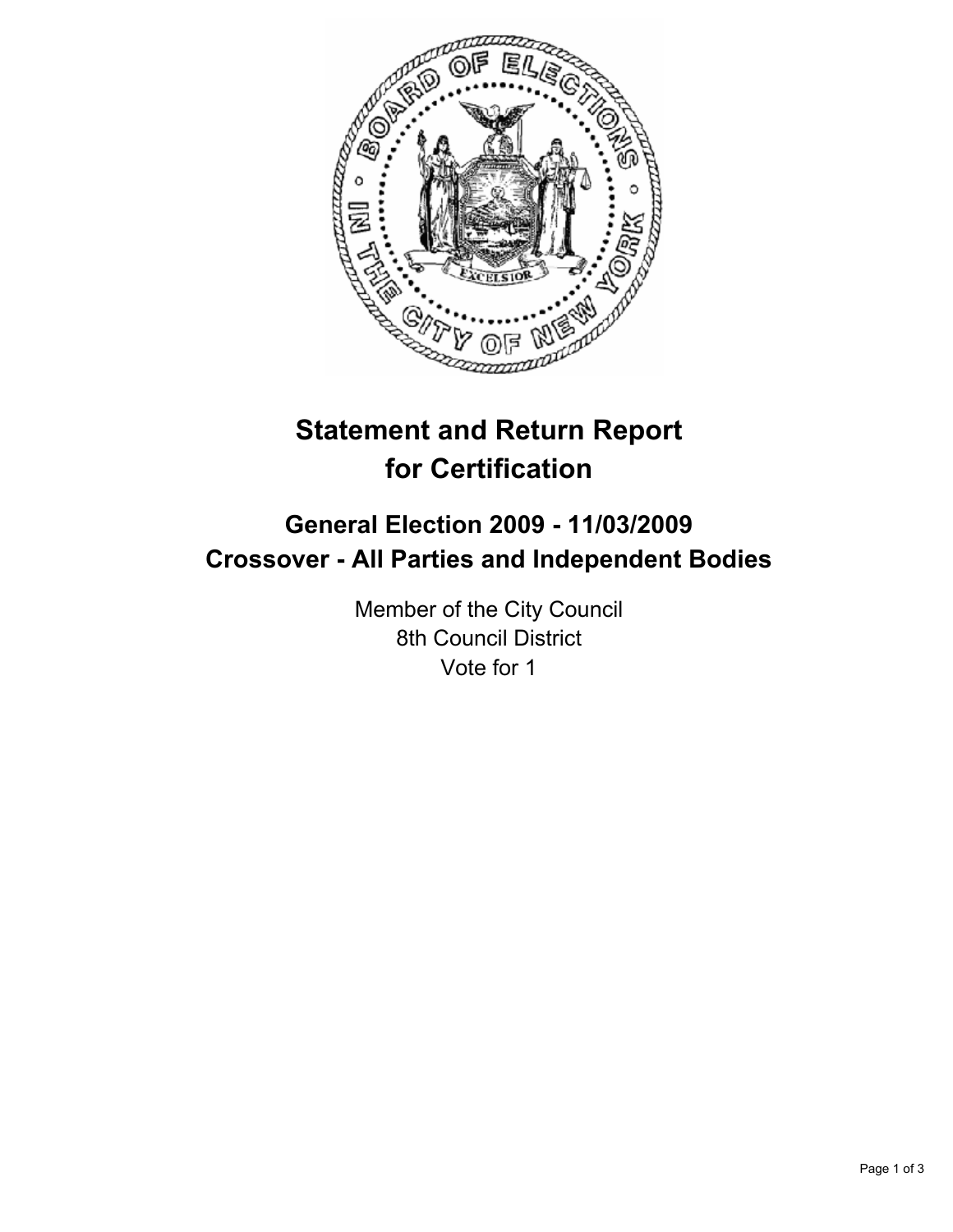# Statement and Return Report for Certification

## General Election 2009 - 11/03/2009
## Crossover - All Parties and Independent Bodies

Member of the City Council
8th Council District
Vote for 1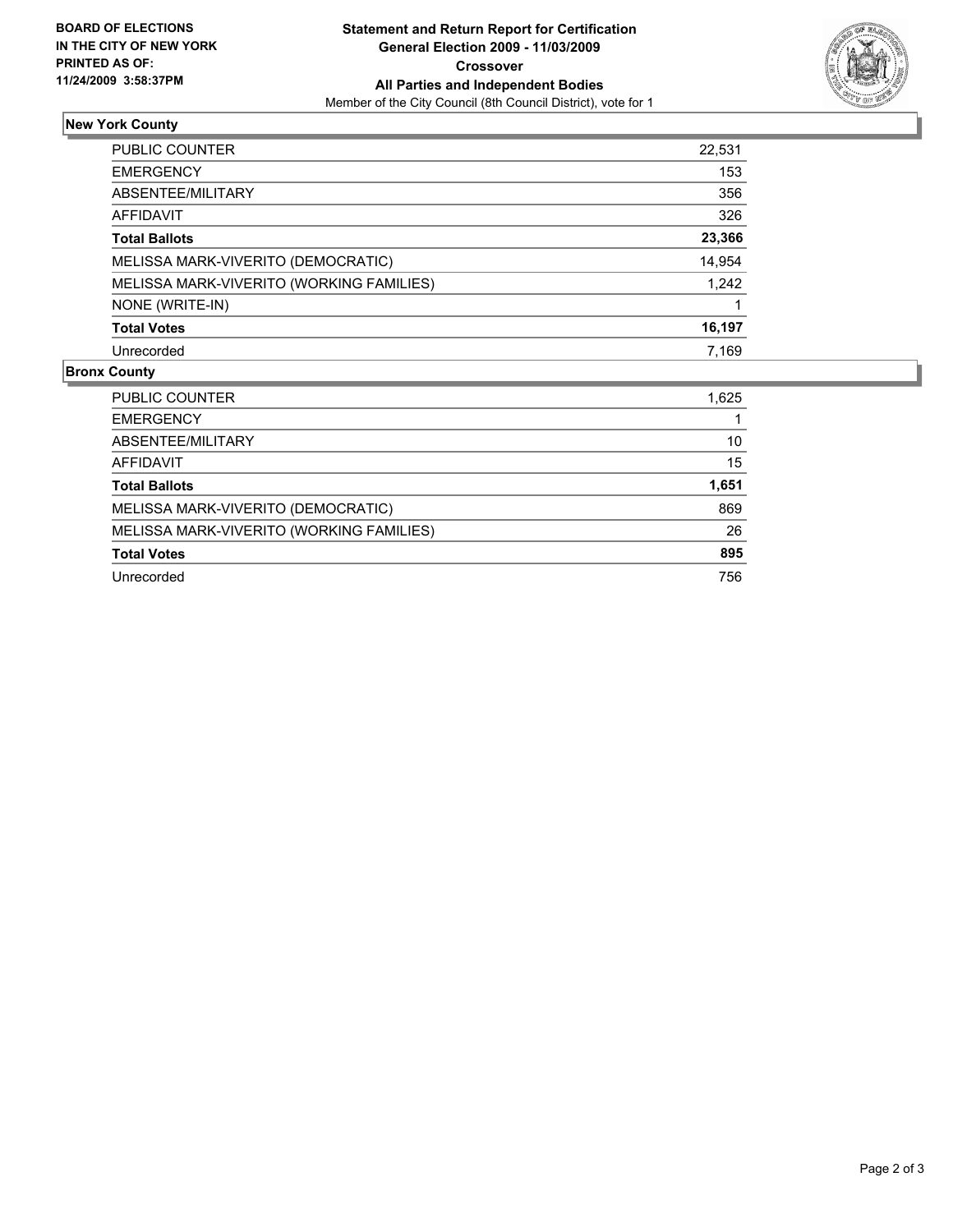BOARD OF ELECTIONS
IN THE CITY OF NEW YORK
PRINTED AS OF:
11/24/2009 3:58:37PM

**Statement and Return Report for Certification**
**General Election 2009 - 11/03/2009**
**Crossover**
**All Parties and Independent Bodies**
Member of the City Council (8th Council District), vote for 1

## New York County

| | |
|---|---|
| PUBLIC COUNTER | 22,531 |
| EMERGENCY | 153 |
| ABSENTEE/MILITARY | 356 |
| AFFIDAVIT | 326 |
| **Total Ballots** | **23,366** |
| MELISSA MARK-VIVERITO (DEMOCRATIC) | 14,954 |
| MELISSA MARK-VIVERITO (WORKING FAMILIES) | 1,242 |
| NONE (WRITE-IN) | 1 |
| **Total Votes** | **16,197** |
| Unrecorded | 7,169 |

## Bronx County

| | |
|---|---|
| PUBLIC COUNTER | 1,625 |
| EMERGENCY | 1 |
| ABSENTEE/MILITARY | 10 |
| AFFIDAVIT | 15 |
| **Total Ballots** | **1,651** |
| MELISSA MARK-VIVERITO (DEMOCRATIC) | 869 |
| MELISSA MARK-VIVERITO (WORKING FAMILIES) | 26 |
| **Total Votes** | **895** |
| Unrecorded | 756 |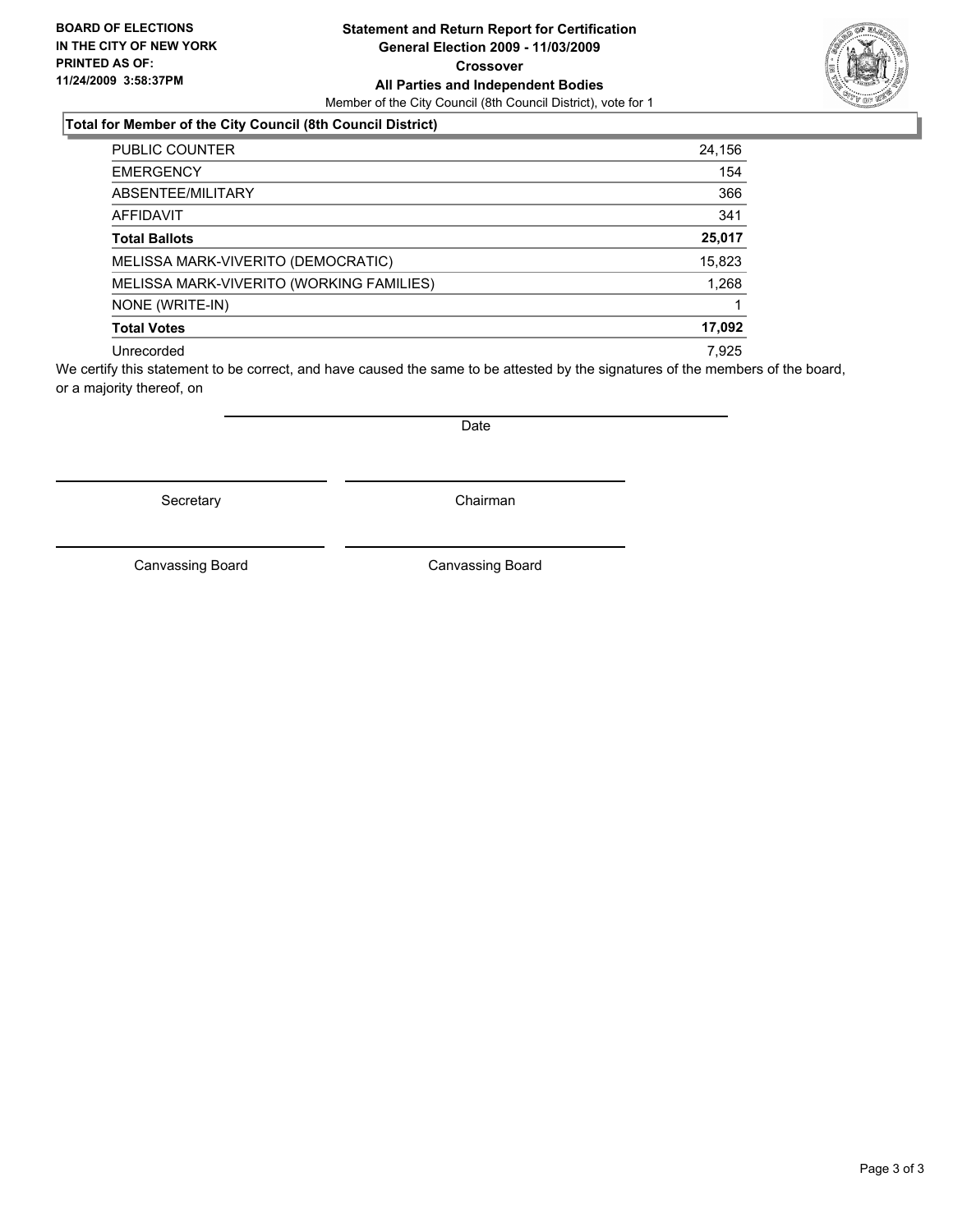**BOARD OF ELECTIONS IN THE CITY OF NEW YORK PRINTED AS OF: 11/24/2009 3:58:37PM**

**Statement and Return Report for Certification General Election 2009 - 11/03/2009 Crossover All Parties and Independent Bodies**

Member of the City Council (8th Council District), vote for 1

**Total for Member of the City Council (8th Council District)**

| | |
|---|---|
| PUBLIC COUNTER | 24,156 |
| EMERGENCY | 154 |
| ABSENTEE/MILITARY | 366 |
| AFFIDAVIT | 341 |
| **Total Ballots** | **25,017** |
| MELISSA MARK-VIVERITO (DEMOCRATIC) | 15,823 |
| MELISSA MARK-VIVERITO (WORKING FAMILIES) | 1,268 |
| NONE (WRITE-IN) | 1 |
| **Total Votes** | **17,092** |
| Unrecorded | 7,925 |

We certify this statement to be correct, and have caused the same to be attested by the signatures of the members of the board, or a majority thereof, on

Date

Secretary

Chairman

Canvassing Board

Canvassing Board